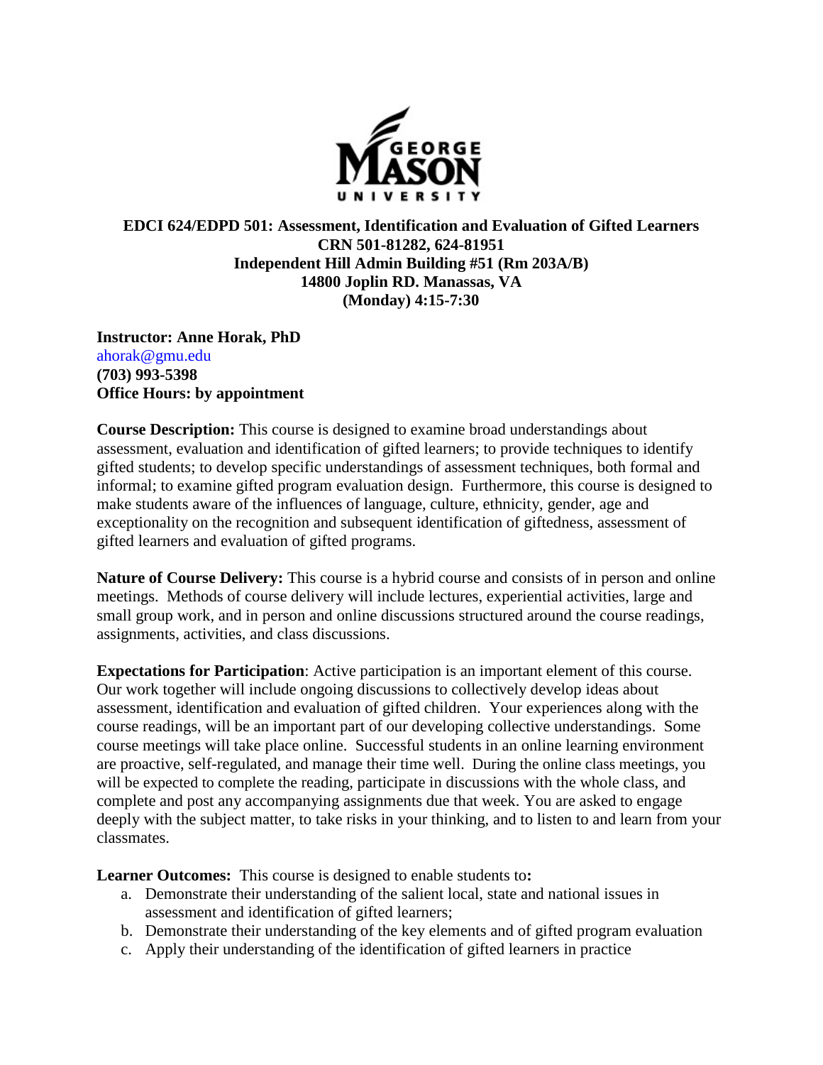**EDCI 624/EDPD 501: Assessment, Identification and Evaluation of Gifted Learners**
**CRN 501-81282, 624-81951**
**Independent Hill Admin Building #51 (Rm 203A/B)**
**14800 Joplin RD. Manassas, VA**
**(Monday) 4:15-7:30**

**Instructor: Anne Horak, PhD**
ahorak@gmu.edu
**(703) 993-5398**
**Office Hours: by appointment**

**Course Description:** This course is designed to examine broad understandings about assessment, evaluation and identification of gifted learners; to provide techniques to identify gifted students; to develop specific understandings of assessment techniques, both formal and informal; to examine gifted program evaluation design. Furthermore, this course is designed to make students aware of the influences of language, culture, ethnicity, gender, age and exceptionality on the recognition and subsequent identification of giftedness, assessment of gifted learners and evaluation of gifted programs.

**Nature of Course Delivery:** This course is a hybrid course and consists of in person and online meetings. Methods of course delivery will include lectures, experiential activities, large and small group work, and in person and online discussions structured around the course readings, assignments, activities, and class discussions.

**Expectations for Participation**: Active participation is an important element of this course. Our work together will include ongoing discussions to collectively develop ideas about assessment, identification and evaluation of gifted children. Your experiences along with the course readings, will be an important part of our developing collective understandings. Some course meetings will take place online. Successful students in an online learning environment are proactive, self-regulated, and manage their time well. During the online class meetings, you will be expected to complete the reading, participate in discussions with the whole class, and complete and post any accompanying assignments due that week. You are asked to engage deeply with the subject matter, to take risks in your thinking, and to listen to and learn from your classmates.

**Learner Outcomes:** This course is designed to enable students to**:**

a. Demonstrate their understanding of the salient local, state and national issues in assessment and identification of gifted learners;
b. Demonstrate their understanding of the key elements and of gifted program evaluation
c. Apply their understanding of the identification of gifted learners in practice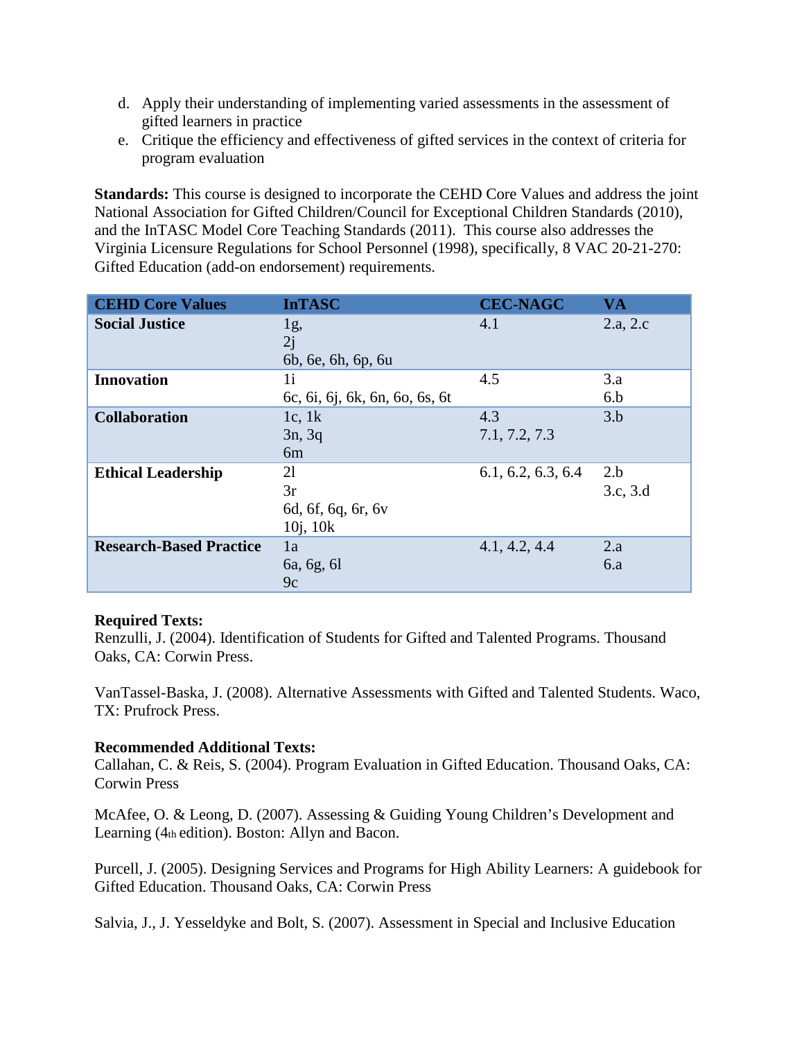d. Apply their understanding of implementing varied assessments in the assessment of gifted learners in practice
e. Critique the efficiency and effectiveness of gifted services in the context of criteria for program evaluation

**Standards:** This course is designed to incorporate the CEHD Core Values and address the joint National Association for Gifted Children/Council for Exceptional Children Standards (2010), and the InTASC Model Core Teaching Standards (2011). This course also addresses the Virginia Licensure Regulations for School Personnel (1998), specifically, 8 VAC 20-21-270: Gifted Education (add-on endorsement) requirements.

| CEHD Core Values | InTASC | CEC-NAGC | VA |
|---|---|---|---|
| **Social Justice** | 1g,<br>2j<br>6b, 6e, 6h, 6p, 6u | 4.1 | 2.a, 2.c |
| **Innovation** | 1i<br>6c, 6i, 6j, 6k, 6n, 6o, 6s, 6t | 4.5 | 3.a<br>6.b |
| **Collaboration** | 1c, 1k<br>3n, 3q<br>6m | 4.3<br>7.1, 7.2, 7.3 | 3.b |
| **Ethical Leadership** | 2l<br>3r<br>6d, 6f, 6q, 6r, 6v<br>10j, 10k | 6.1, 6.2, 6.3, 6.4 | 2.b<br>3.c, 3.d |
| **Research-Based Practice** | 1a<br>6a, 6g, 6l<br>9c | 4.1, 4.2, 4.4 | 2.a<br>6.a |

**Required Texts:**
Renzulli, J. (2004). Identification of Students for Gifted and Talented Programs. Thousand Oaks, CA: Corwin Press.

VanTassel-Baska, J. (2008). Alternative Assessments with Gifted and Talented Students. Waco, TX: Prufrock Press.

**Recommended Additional Texts:**
Callahan, C. & Reis, S. (2004). Program Evaluation in Gifted Education. Thousand Oaks, CA: Corwin Press

McAfee, O. & Leong, D. (2007). Assessing & Guiding Young Children's Development and Learning (4th edition). Boston: Allyn and Bacon.

Purcell, J. (2005). Designing Services and Programs for High Ability Learners: A guidebook for Gifted Education. Thousand Oaks, CA: Corwin Press

Salvia, J., J. Yesseldyke and Bolt, S. (2007). Assessment in Special and Inclusive Education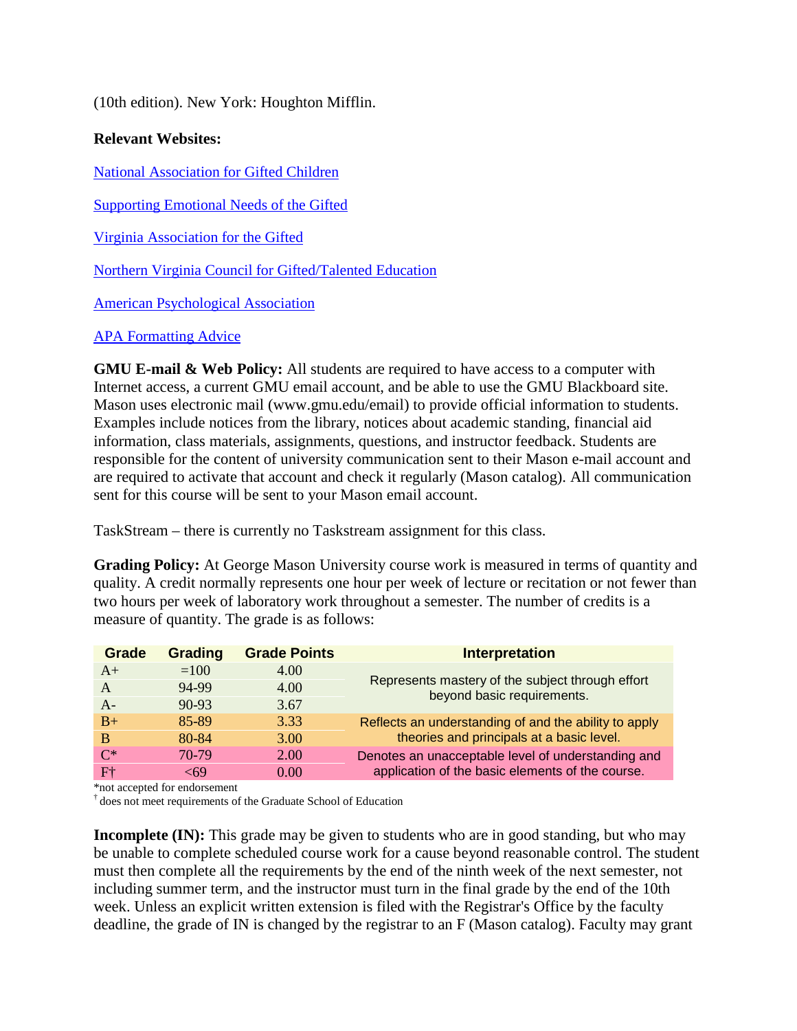(10th edition). New York: Houghton Mifflin.

**Relevant Websites:**

National Association for Gifted Children

Supporting Emotional Needs of the Gifted

Virginia Association for the Gifted

Northern Virginia Council for Gifted/Talented Education

American Psychological Association

APA Formatting Advice

**GMU E-mail & Web Policy:** All students are required to have access to a computer with Internet access, a current GMU email account, and be able to use the GMU Blackboard site. Mason uses electronic mail (www.gmu.edu/email) to provide official information to students. Examples include notices from the library, notices about academic standing, financial aid information, class materials, assignments, questions, and instructor feedback. Students are responsible for the content of university communication sent to their Mason e-mail account and are required to activate that account and check it regularly (Mason catalog). All communication sent for this course will be sent to your Mason email account.

TaskStream – there is currently no Taskstream assignment for this class.

**Grading Policy:** At George Mason University course work is measured in terms of quantity and quality. A credit normally represents one hour per week of lecture or recitation or not fewer than two hours per week of laboratory work throughout a semester. The number of credits is a measure of quantity. The grade is as follows:

| Grade | Grading | Grade Points | Interpretation |
|---|---|---|---|
| A+ | =100 | 4.00 | Represents mastery of the subject through effort beyond basic requirements. |
| A | 94-99 | 4.00 | |
| A- | 90-93 | 3.67 | |
| B+ | 85-89 | 3.33 | Reflects an understanding of and the ability to apply theories and principals at a basic level. |
| B | 80-84 | 3.00 | |
| C* | 70-79 | 2.00 | Denotes an unacceptable level of understanding and application of the basic elements of the course. |
| F† | <69 | 0.00 | |

*not accepted for endorsement
† does not meet requirements of the Graduate School of Education

**Incomplete (IN):** This grade may be given to students who are in good standing, but who may be unable to complete scheduled course work for a cause beyond reasonable control. The student must then complete all the requirements by the end of the ninth week of the next semester, not including summer term, and the instructor must turn in the final grade by the end of the 10th week. Unless an explicit written extension is filed with the Registrar's Office by the faculty deadline, the grade of IN is changed by the registrar to an F (Mason catalog). Faculty may grant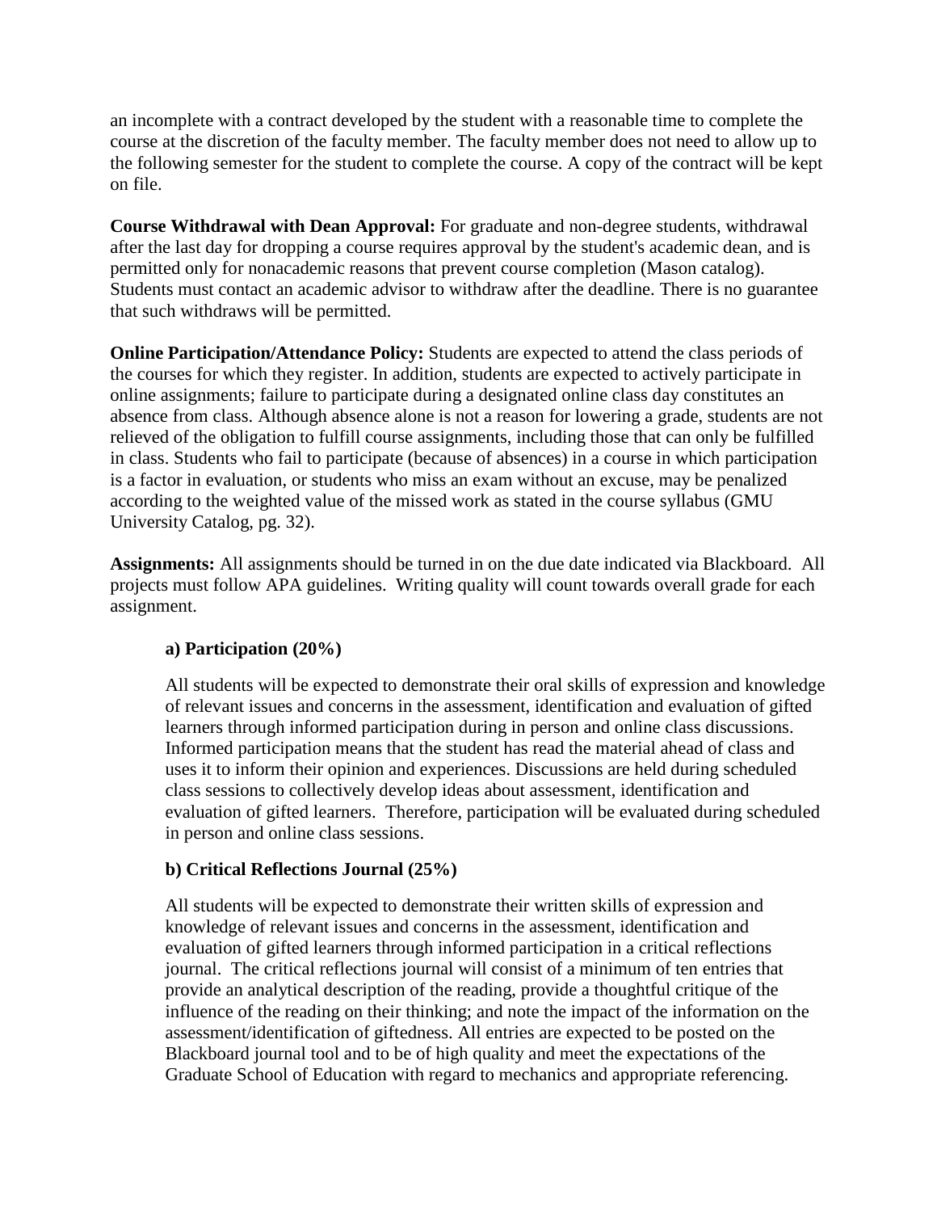an incomplete with a contract developed by the student with a reasonable time to complete the course at the discretion of the faculty member. The faculty member does not need to allow up to the following semester for the student to complete the course. A copy of the contract will be kept on file.

**Course Withdrawal with Dean Approval:** For graduate and non-degree students, withdrawal after the last day for dropping a course requires approval by the student's academic dean, and is permitted only for nonacademic reasons that prevent course completion (Mason catalog). Students must contact an academic advisor to withdraw after the deadline. There is no guarantee that such withdraws will be permitted.

**Online Participation/Attendance Policy:** Students are expected to attend the class periods of the courses for which they register. In addition, students are expected to actively participate in online assignments; failure to participate during a designated online class day constitutes an absence from class. Although absence alone is not a reason for lowering a grade, students are not relieved of the obligation to fulfill course assignments, including those that can only be fulfilled in class. Students who fail to participate (because of absences) in a course in which participation is a factor in evaluation, or students who miss an exam without an excuse, may be penalized according to the weighted value of the missed work as stated in the course syllabus (GMU University Catalog, pg. 32).

**Assignments:** All assignments should be turned in on the due date indicated via Blackboard. All projects must follow APA guidelines. Writing quality will count towards overall grade for each assignment.

**a) Participation (20%)**

All students will be expected to demonstrate their oral skills of expression and knowledge of relevant issues and concerns in the assessment, identification and evaluation of gifted learners through informed participation during in person and online class discussions. Informed participation means that the student has read the material ahead of class and uses it to inform their opinion and experiences. Discussions are held during scheduled class sessions to collectively develop ideas about assessment, identification and evaluation of gifted learners. Therefore, participation will be evaluated during scheduled in person and online class sessions.

**b) Critical Reflections Journal (25%)**

All students will be expected to demonstrate their written skills of expression and knowledge of relevant issues and concerns in the assessment, identification and evaluation of gifted learners through informed participation in a critical reflections journal. The critical reflections journal will consist of a minimum of ten entries that provide an analytical description of the reading, provide a thoughtful critique of the influence of the reading on their thinking; and note the impact of the information on the assessment/identification of giftedness. All entries are expected to be posted on the Blackboard journal tool and to be of high quality and meet the expectations of the Graduate School of Education with regard to mechanics and appropriate referencing.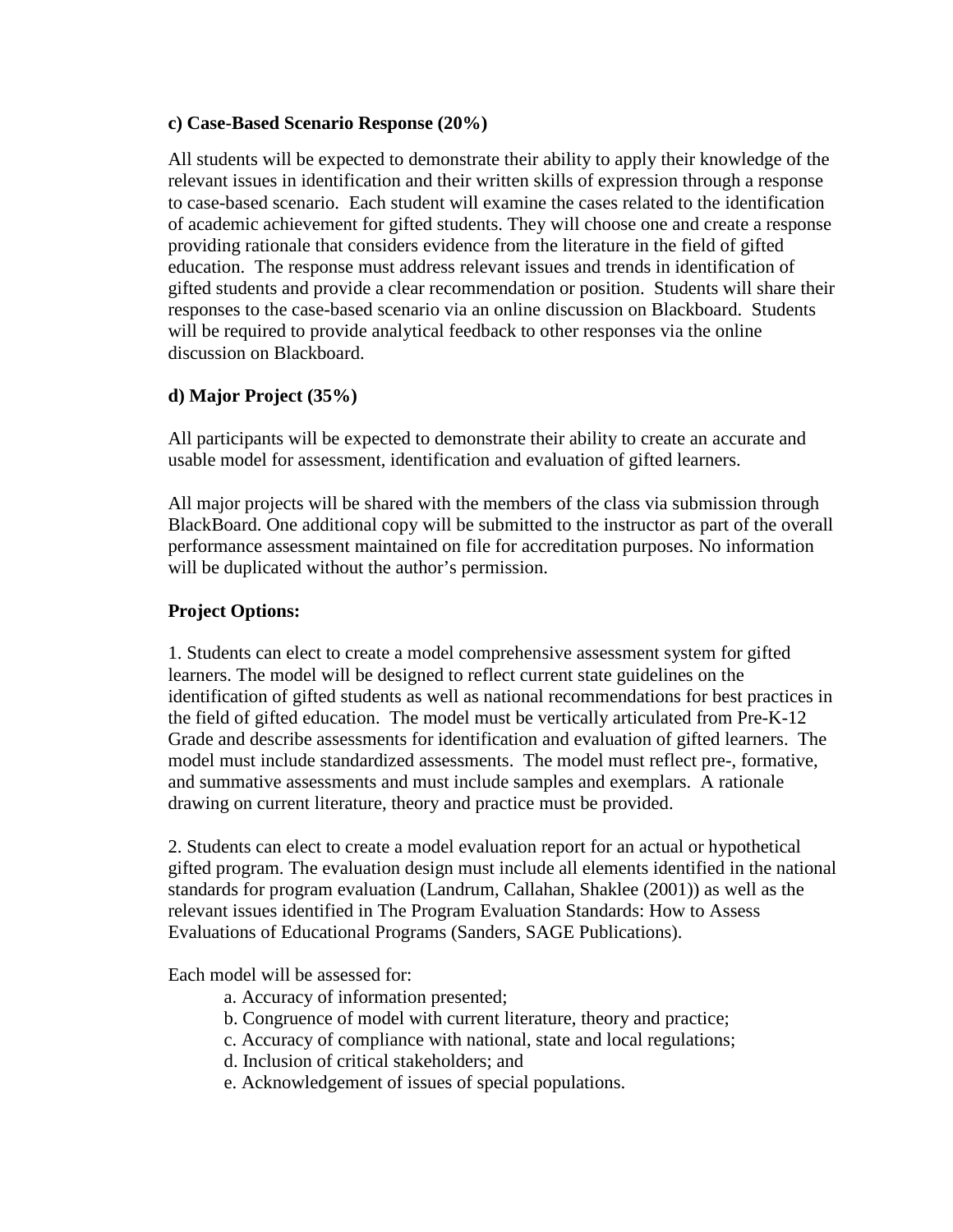**c) Case-Based Scenario Response (20%)**

All students will be expected to demonstrate their ability to apply their knowledge of the relevant issues in identification and their written skills of expression through a response to case-based scenario. Each student will examine the cases related to the identification of academic achievement for gifted students. They will choose one and create a response providing rationale that considers evidence from the literature in the field of gifted education. The response must address relevant issues and trends in identification of gifted students and provide a clear recommendation or position. Students will share their responses to the case-based scenario via an online discussion on Blackboard. Students will be required to provide analytical feedback to other responses via the online discussion on Blackboard.

**d) Major Project (35%)**

All participants will be expected to demonstrate their ability to create an accurate and usable model for assessment, identification and evaluation of gifted learners.

All major projects will be shared with the members of the class via submission through BlackBoard. One additional copy will be submitted to the instructor as part of the overall performance assessment maintained on file for accreditation purposes. No information will be duplicated without the author's permission.

**Project Options:**

1. Students can elect to create a model comprehensive assessment system for gifted learners. The model will be designed to reflect current state guidelines on the identification of gifted students as well as national recommendations for best practices in the field of gifted education. The model must be vertically articulated from Pre-K-12 Grade and describe assessments for identification and evaluation of gifted learners. The model must include standardized assessments. The model must reflect pre-, formative, and summative assessments and must include samples and exemplars. A rationale drawing on current literature, theory and practice must be provided.

2. Students can elect to create a model evaluation report for an actual or hypothetical gifted program. The evaluation design must include all elements identified in the national standards for program evaluation (Landrum, Callahan, Shaklee (2001)) as well as the relevant issues identified in The Program Evaluation Standards: How to Assess Evaluations of Educational Programs (Sanders, SAGE Publications).

Each model will be assessed for:

- a. Accuracy of information presented;
- b. Congruence of model with current literature, theory and practice;
- c. Accuracy of compliance with national, state and local regulations;
- d. Inclusion of critical stakeholders; and
- e. Acknowledgement of issues of special populations.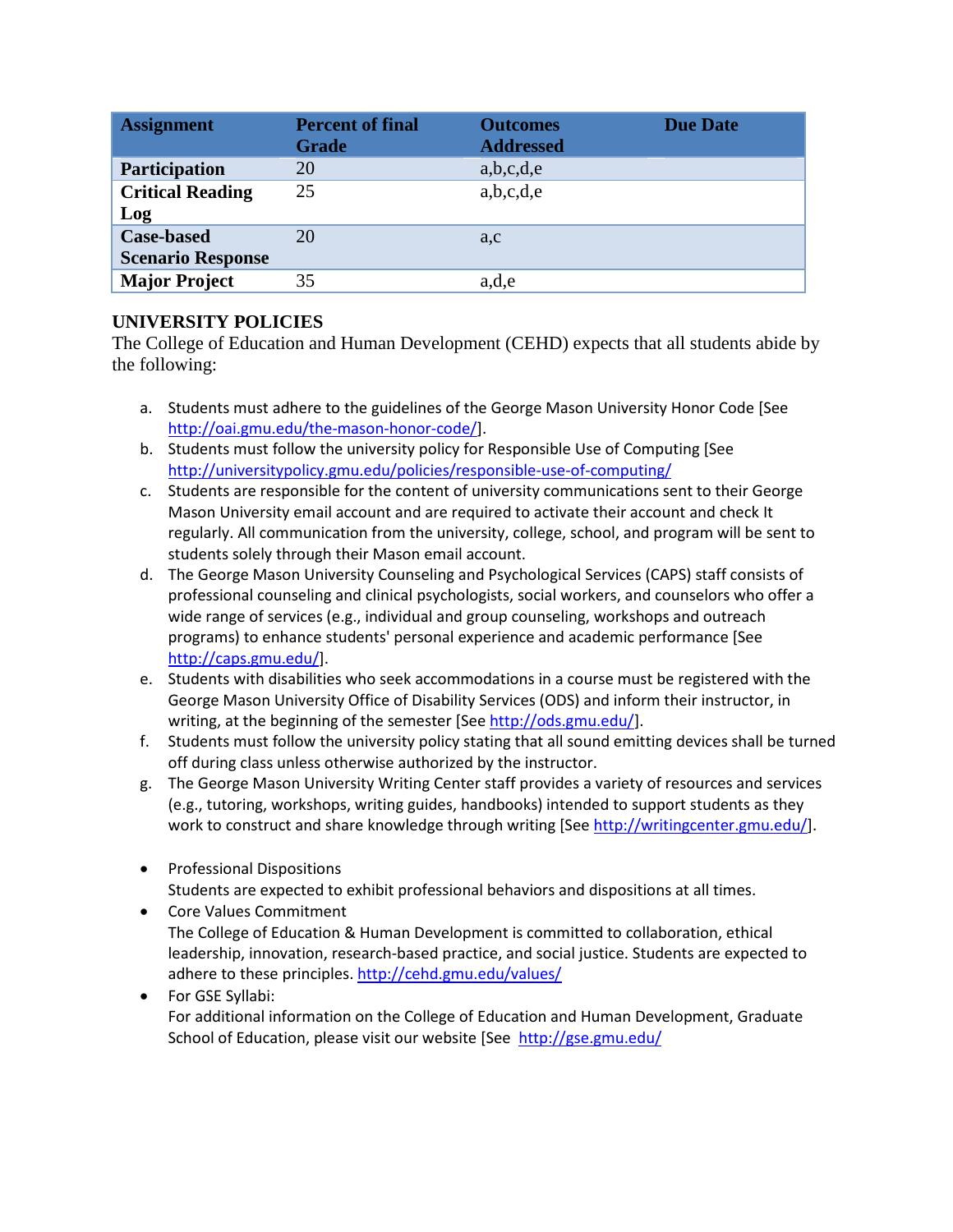| Assignment | Percent of final Grade | Outcomes Addressed | Due Date |
|---|---|---|---|
| **Participation** | 20 | a,b,c,d,e | |
| **Critical Reading Log** | 25 | a,b,c,d,e | |
| **Case-based Scenario Response** | 20 | a,c | |
| **Major Project** | 35 | a,d,e | |

## UNIVERSITY POLICIES

The College of Education and Human Development (CEHD) expects that all students abide by the following:

a. Students must adhere to the guidelines of the George Mason University Honor Code [See http://oai.gmu.edu/the-mason-honor-code/].
b. Students must follow the university policy for Responsible Use of Computing [See http://universitypolicy.gmu.edu/policies/responsible-use-of-computing/
c. Students are responsible for the content of university communications sent to their George Mason University email account and are required to activate their account and check It regularly. All communication from the university, college, school, and program will be sent to students solely through their Mason email account.
d. The George Mason University Counseling and Psychological Services (CAPS) staff consists of professional counseling and clinical psychologists, social workers, and counselors who offer a wide range of services (e.g., individual and group counseling, workshops and outreach programs) to enhance students' personal experience and academic performance [See http://caps.gmu.edu/].
e. Students with disabilities who seek accommodations in a course must be registered with the George Mason University Office of Disability Services (ODS) and inform their instructor, in writing, at the beginning of the semester [See http://ods.gmu.edu/].
f. Students must follow the university policy stating that all sound emitting devices shall be turned off during class unless otherwise authorized by the instructor.
g. The George Mason University Writing Center staff provides a variety of resources and services (e.g., tutoring, workshops, writing guides, handbooks) intended to support students as they work to construct and share knowledge through writing [See http://writingcenter.gmu.edu/].

- Professional Dispositions
  Students are expected to exhibit professional behaviors and dispositions at all times.
- Core Values Commitment
  The College of Education & Human Development is committed to collaboration, ethical leadership, innovation, research-based practice, and social justice. Students are expected to adhere to these principles. http://cehd.gmu.edu/values/
- For GSE Syllabi:
  For additional information on the College of Education and Human Development, Graduate School of Education, please visit our website [See http://gse.gmu.edu/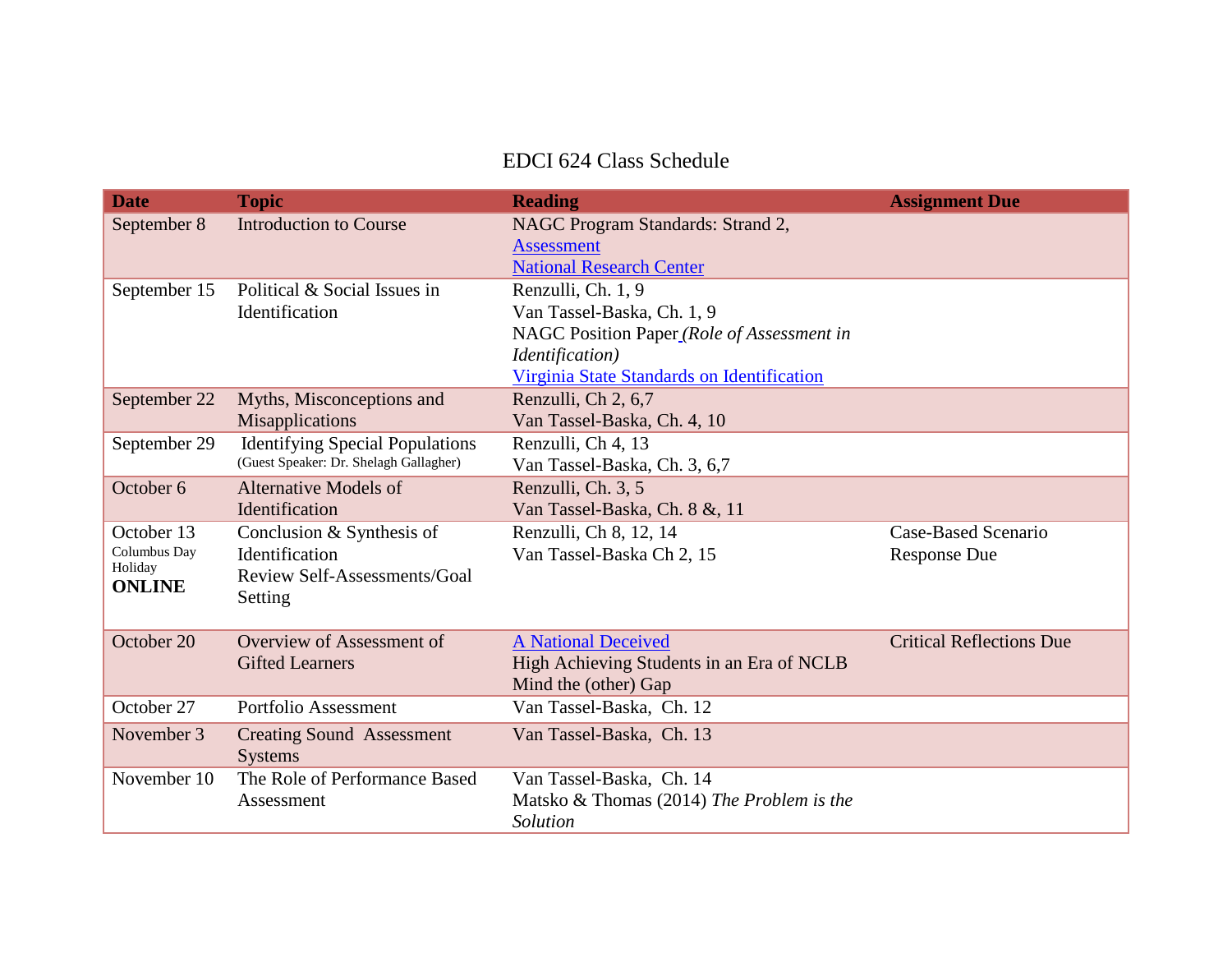EDCI 624 Class Schedule

| Date | Topic | Reading | Assignment Due |
|---|---|---|---|
| September 8 | Introduction to Course | NAGC Program Standards: Strand 2, Assessment<br>National Research Center | |
| September 15 | Political & Social Issues in Identification | Renzulli, Ch. 1, 9<br>Van Tassel-Baska, Ch. 1, 9<br>NAGC Position Paper *(Role of Assessment in Identification)*<br>Virginia State Standards on Identification | |
| September 22 | Myths, Misconceptions and Misapplications | Renzulli, Ch 2, 6,7<br>Van Tassel-Baska, Ch. 4, 10 | |
| September 29 | Identifying Special Populations (Guest Speaker: Dr. Shelagh Gallagher) | Renzulli, Ch 4, 13<br>Van Tassel-Baska, Ch. 3, 6,7 | |
| October 6 | Alternative Models of Identification | Renzulli, Ch. 3, 5<br>Van Tassel-Baska, Ch. 8 &, 11 | |
| October 13<br>Columbus Day Holiday<br>**ONLINE** | Conclusion & Synthesis of Identification<br>Review Self-Assessments/Goal Setting | Renzulli, Ch 8, 12, 14<br>Van Tassel-Baska Ch 2, 15 | Case-Based Scenario Response Due |
| October 20 | Overview of Assessment of Gifted Learners | A National Deceived<br>High Achieving Students in an Era of NCLB<br>Mind the (other) Gap | Critical Reflections Due |
| October 27 | Portfolio Assessment | Van Tassel-Baska, Ch. 12 | |
| November 3 | Creating Sound Assessment Systems | Van Tassel-Baska, Ch. 13 | |
| November 10 | The Role of Performance Based Assessment | Van Tassel-Baska, Ch. 14<br>Matsko & Thomas (2014) *The Problem is the Solution* | |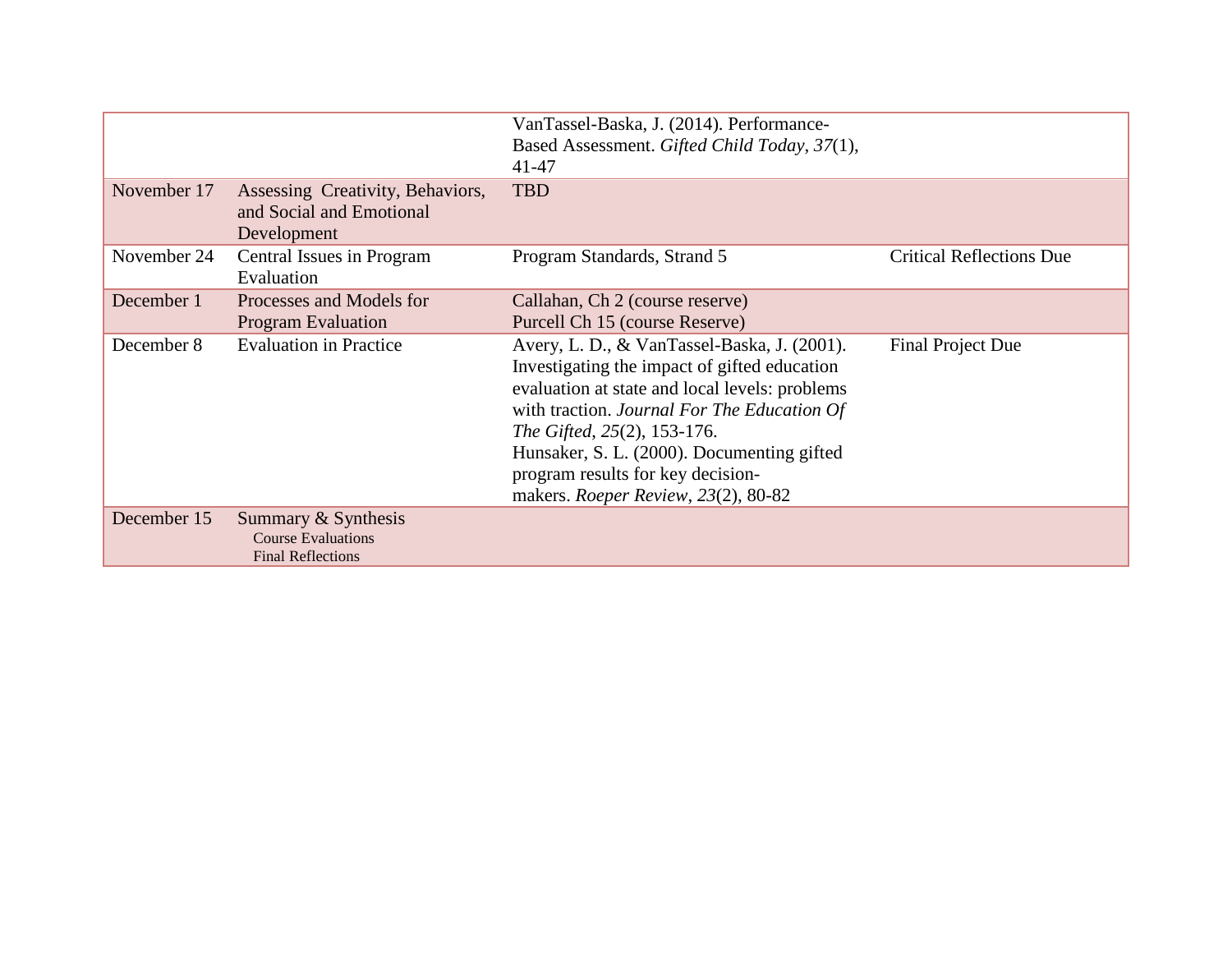| | | | |
|---|---|---|---|
| | | VanTassel-Baska, J. (2014). Performance-Based Assessment. *Gifted Child Today*, *37*(1), 41-47 | |
| November 17 | Assessing Creativity, Behaviors, and Social and Emotional Development | TBD | |
| November 24 | Central Issues in Program Evaluation | Program Standards, Strand 5 | Critical Reflections Due |
| December 1 | Processes and Models for Program Evaluation | Callahan, Ch 2 (course reserve)<br>Purcell Ch 15 (course Reserve) | |
| December 8 | Evaluation in Practice | Avery, L. D., & VanTassel-Baska, J. (2001). Investigating the impact of gifted education evaluation at state and local levels: problems with traction. *Journal For The Education Of The Gifted*, *25*(2), 153-176.<br>Hunsaker, S. L. (2000). Documenting gifted program results for key decision-makers. *Roeper Review*, *23*(2), 80-82 | Final Project Due |
| December 15 | Summary & Synthesis<br>Course Evaluations<br>Final Reflections | | |